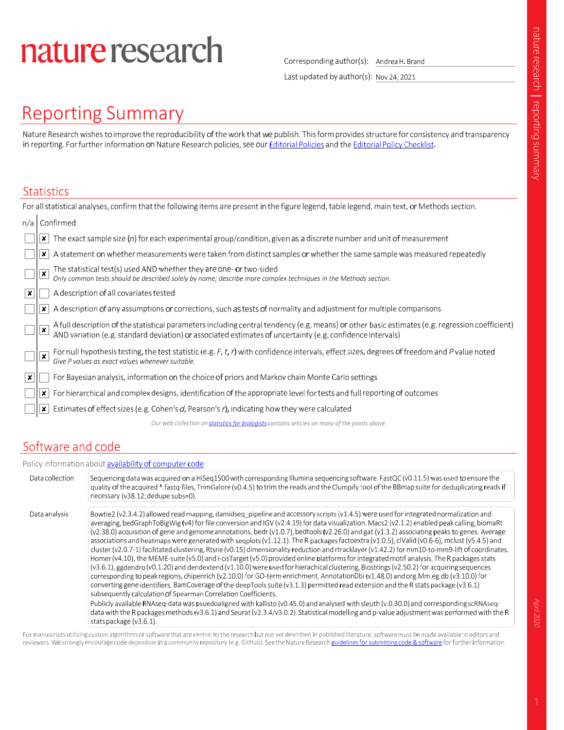# nature research

Corresponding author(s): Andrea H. Brand

Last updated by author(s): Nov 24, 2021

# Reporting Summary

Nature Research wishes to improve the reproducibility of the work that we publish. This form provides structure for consistency and transparency in reporting. For further information on Nature Research policies, see our Editorial Policies and the Editorial Policy Checklist.

## Statistics

For all statistical analyses, confirm that the following items are present in the figure legend, table legend, main text, or Methods section.

| n/a | Confirmed | |
|---|---|---|
| | x | The exact sample size (*n*) for each experimental group/condition, given as a discrete number and unit of measurement |
| | x | A statement on whether measurements were taken from distinct samples or whether the same sample was measured repeatedly |
| | x | The statistical test(s) used AND whether they are one- or two-sided<br>*Only common tests should be described solely by name; describe more complex techniques in the Methods section.* |
| x | | A description of all covariates tested |
| | x | A description of any assumptions or corrections, such as tests of normality and adjustment for multiple comparisons |
| | x | A full description of the statistical parameters including central tendency (e.g. means) or other basic estimates (e.g. regression coefficient) AND variation (e.g. standard deviation) or associated estimates of uncertainty (e.g. confidence intervals) |
| | x | For null hypothesis testing, the test statistic (e.g. *F*, *t*, *r*) with confidence intervals, effect sizes, degrees of freedom and *P* value noted<br>*Give P values as exact values whenever suitable.* |
| x | | For Bayesian analysis, information on the choice of priors and Markov chain Monte Carlo settings |
| | x | For hierarchical and complex designs, identification of the appropriate level for tests and full reporting of outcomes |
| | x | Estimates of effect sizes (e.g. Cohen's *d*, Pearson's *r*), indicating how they were calculated |

*Our web collection on statistics for biologists contains articles on many of the points above.*

## Software and code

Policy information about availability of computer code

| | |
|---|---|
| Data collection | Sequencing data was acquired on a HiSeq1500 with corresponding Illumina sequencing software. FastQC (v0.11.5) was used to ensure the quality of the acquired *.fastq-files, TrimGalore (v0.4.5) to trim the reads and the Clumpify tool of the BBmap suite for deduplicating reads if necessary (v38.12; dedupe subs=0). |
| Data analysis | Bowtie2 (v2.3.4.2) allowed read mapping, damidseq_pipeline and accessory scripts (v1.4.5) were used for integrated normalization and averaging, bedGraphToBigWig (v4) for file conversion and IGV (v2.4.19) for data visualization. Macs2 (v2.1.2) enabled peak calling, biomaRt (v2.38.0) acquisition of gene and genome annotations, bedr (v1.0.7), bedtools (v2.26.0) and gat (v1.3.2) associating peaks to genes. Average associations and heatmaps were generated with seqplots (v1.12.1). The R packages factoextra (v1.0.5), clValid (v0.6-6), mclust (v5.4.5) and cluster (v2.0.7-1) facilitated clustering, Rtsne (v0.15) dimensionality reduction and rtracklayer (v1.42.2) for mm10-to-mm9-lift of coordinates. Homer (v4.10), the MEME-suite (v5.0) and i-cisTarget (v5.0) provided online platforms for integrated motif analysis. The R packages stats (v3.6.1), ggdendro (v0.1.20) and dendextend (v1.10.0) were used for hierachical clustering, Biostrings (v2.50.2) for acquiring sequences corresponding to peak regions, chipenrich (v2.10.0) for GO-term enrichment, AnnotationDbi (v1.48.0) and org.Mm.eg.db (v3.10.0) for converting gene identifiers. BamCoverage of the deepTools suite (v3.1.3) permitted read extension and the R stats package (v3.6.1) subsequently calculation of Spearman Correlation Coefficients.<br>Publicly available RNAseq-data was psuedoaligned with kallisto (v0.45.0) and analysed with sleuth (v.0.30.0) and corresponding scRNAseq-data with the R packages methods (v3.6.1) and Seurat (v2.3.4/v3.0.2). Statistical modelling and p-value adjustment was performed with the R stats package (v3.6.1). |

For manuscripts utilizing custom algorithms or software that are central to the research but not yet described in published literature, software must be made available to editors and reviewers. We strongly encourage code deposition in a community repository (e.g. GitHub). See the Nature Research guidelines for submitting code & software for further information.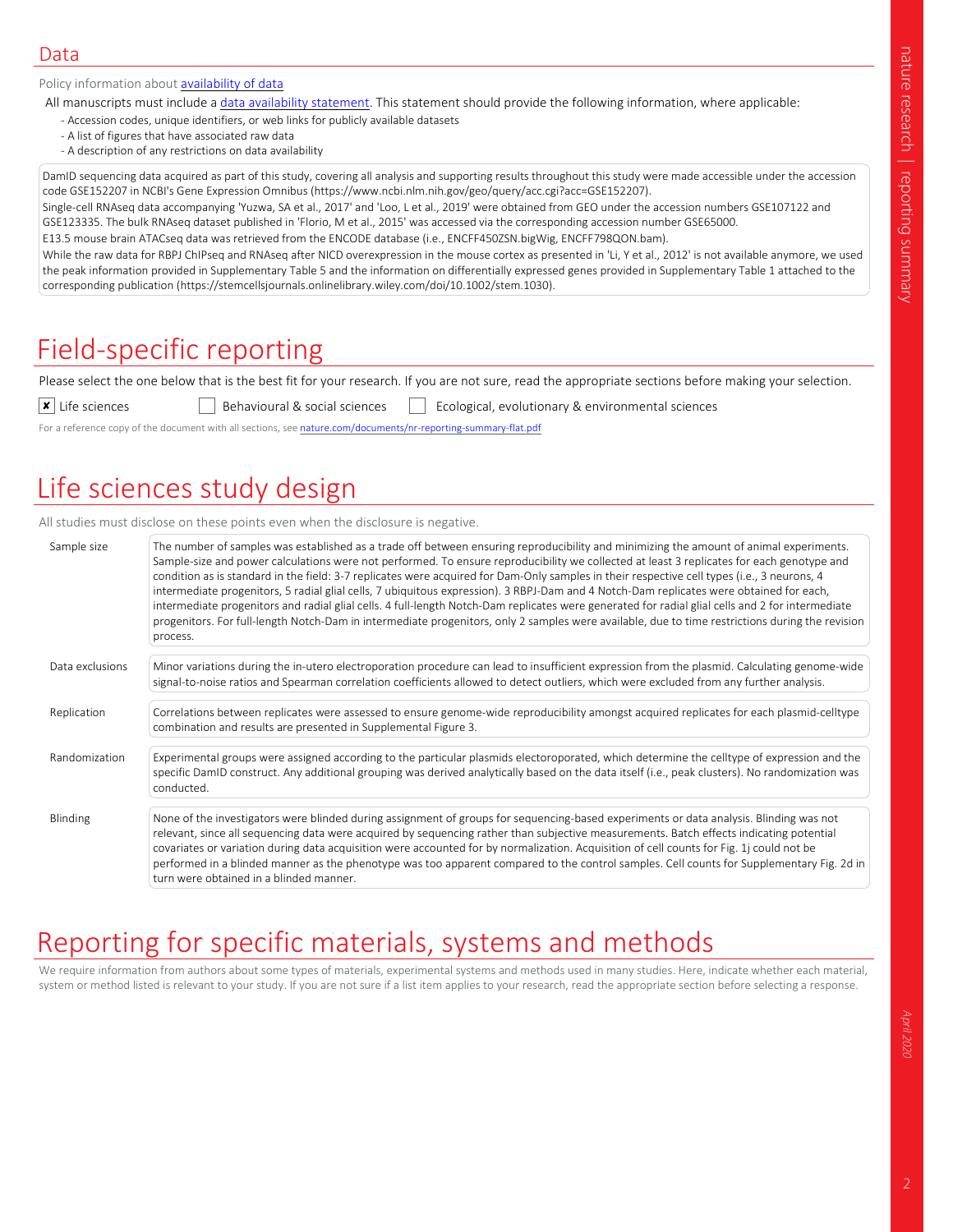## Data

Policy information about availability of data

All manuscripts must include a data availability statement. This statement should provide the following information, where applicable:

- Accession codes, unique identifiers, or web links for publicly available datasets
- A list of figures that have associated raw data
- A description of any restrictions on data availability

DamID sequencing data acquired as part of this study, covering all analysis and supporting results throughout this study were made accessible under the accession code GSE152207 in NCBI's Gene Expression Omnibus (https://www.ncbi.nlm.nih.gov/geo/query/acc.cgi?acc=GSE152207).
Single-cell RNAseq data accompanying 'Yuzwa, SA et al., 2017' and 'Loo, L et al., 2019' were obtained from GEO under the accession numbers GSE107122 and GSE123335. The bulk RNAseq dataset published in 'Florio, M et al., 2015' was accessed via the corresponding accession number GSE65000.
E13.5 mouse brain ATACseq data was retrieved from the ENCODE database (i.e., ENCFF450ZSN.bigWig, ENCFF798QON.bam).
While the raw data for RBPJ ChIPseq and RNAseq after NICD overexpression in the mouse cortex as presented in 'Li, Y et al., 2012' is not available anymore, we used the peak information provided in Supplementary Table 5 and the information on differentially expressed genes provided in Supplementary Table 1 attached to the corresponding publication (https://stemcellsjournals.onlinelibrary.wiley.com/doi/10.1002/stem.1030).

# Field-specific reporting

Please select the one below that is the best fit for your research. If you are not sure, read the appropriate sections before making your selection.

- [x] Life sciences
- [ ] Behavioural & social sciences
- [ ] Ecological, evolutionary & environmental sciences

For a reference copy of the document with all sections, see nature.com/documents/nr-reporting-summary-flat.pdf

# Life sciences study design

All studies must disclose on these points even when the disclosure is negative.

| | |
|---|---|
| Sample size | The number of samples was established as a trade off between ensuring reproducibility and minimizing the amount of animal experiments. Sample-size and power calculations were not performed. To ensure reproducibility we collected at least 3 replicates for each genotype and condition as is standard in the field: 3-7 replicates were acquired for Dam-Only samples in their respective cell types (i.e., 3 neurons, 4 intermediate progenitors, 5 radial glial cells, 7 ubiquitous expression). 3 RBPJ-Dam and 4 Notch-Dam replicates were obtained for each, intermediate progenitors and radial glial cells. 4 full-length Notch-Dam replicates were generated for radial glial cells and 2 for intermediate progenitors. For full-length Notch-Dam in intermediate progenitors, only 2 samples were available, due to time restrictions during the revision process. |
| Data exclusions | Minor variations during the in-utero electroporation procedure can lead to insufficient expression from the plasmid. Calculating genome-wide signal-to-noise ratios and Spearman correlation coefficients allowed to detect outliers, which were excluded from any further analysis. |
| Replication | Correlations between replicates were assessed to ensure genome-wide reproducibility amongst acquired replicates for each plasmid-celltype combination and results are presented in Supplemental Figure 3. |
| Randomization | Experimental groups were assigned according to the particular plasmids electoroporated, which determine the celltype of expression and the specific DamID construct. Any additional grouping was derived analytically based on the data itself (i.e., peak clusters). No randomization was conducted. |
| Blinding | None of the investigators were blinded during assignment of groups for sequencing-based experiments or data analysis. Blinding was not relevant, since all sequencing data were acquired by sequencing rather than subjective measurements. Batch effects indicating potential covariates or variation during data acquisition were accounted for by normalization. Acquisition of cell counts for Fig. 1j could not be performed in a blinded manner as the phenotype was too apparent compared to the control samples. Cell counts for Supplementary Fig. 2d in turn were obtained in a blinded manner. |

# Reporting for specific materials, systems and methods

We require information from authors about some types of materials, experimental systems and methods used in many studies. Here, indicate whether each material, system or method listed is relevant to your study. If you are not sure if a list item applies to your research, read the appropriate section before selecting a response.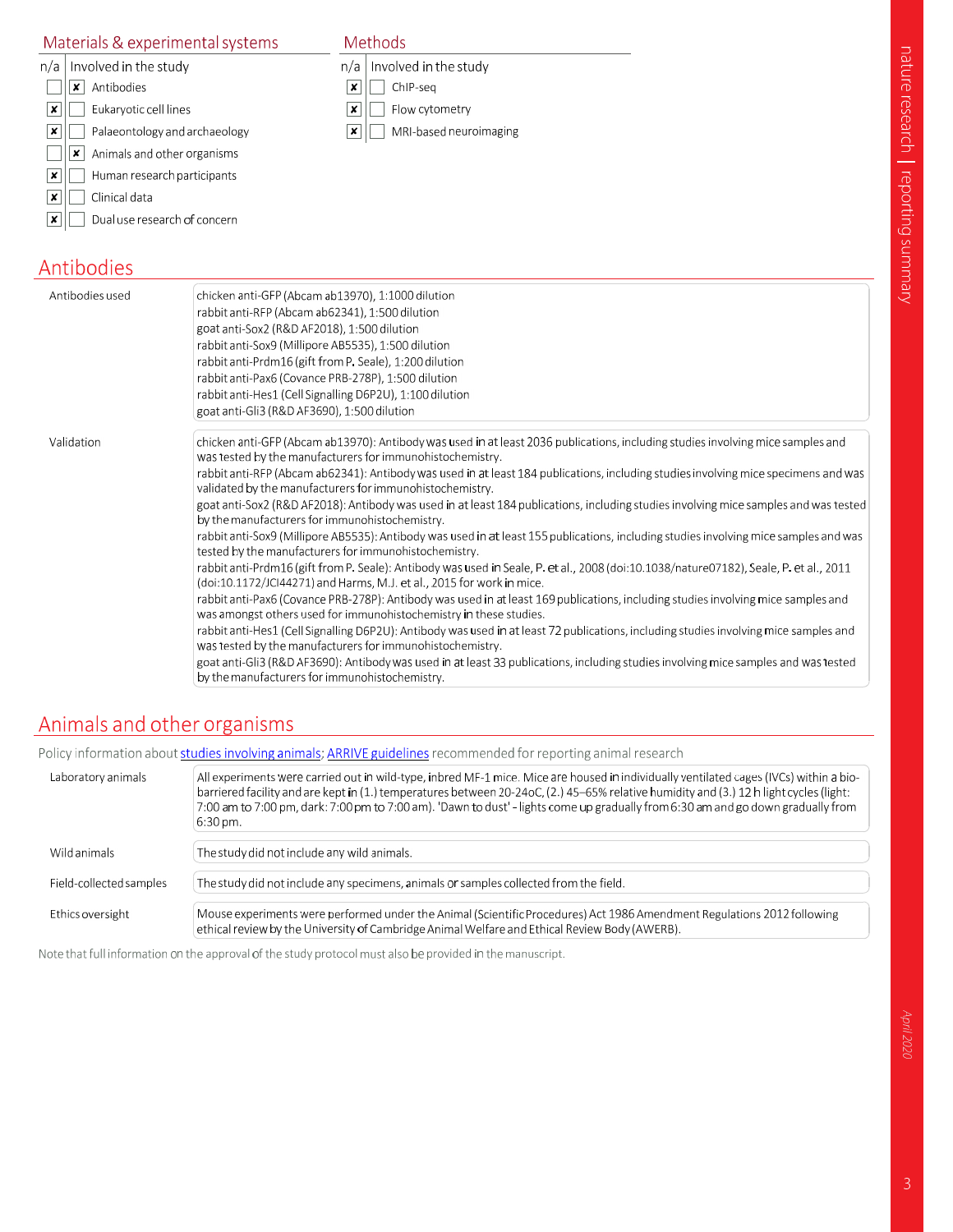## Materials & experimental systems

| n/a | Involved in the study |
|---|---|
| ☐ | ☒ Antibodies |
| ☒ | ☐ Eukaryotic cell lines |
| ☒ | ☐ Palaeontology and archaeology |
| ☐ | ☒ Animals and other organisms |
| ☒ | ☐ Human research participants |
| ☒ | ☐ Clinical data |
| ☒ | ☐ Dual use research of concern |

## Methods

| n/a | Involved in the study |
|---|---|
| ☒ | ☐ ChIP-seq |
| ☒ | ☐ Flow cytometry |
| ☒ | ☐ MRI-based neuroimaging |

## Antibodies

| | |
|---|---|
| Antibodies used | chicken anti-GFP (Abcam ab13970), 1:1000 dilution<br>rabbit anti-RFP (Abcam ab62341), 1:500 dilution<br>goat anti-Sox2 (R&D AF2018), 1:500 dilution<br>rabbit anti-Sox9 (Millipore AB5535), 1:500 dilution<br>rabbit anti-Prdm16 (gift from P. Seale), 1:200 dilution<br>rabbit anti-Pax6 (Covance PRB-278P), 1:500 dilution<br>rabbit anti-Hes1 (Cell Signalling D6P2U), 1:100 dilution<br>goat anti-Gli3 (R&D AF3690), 1:500 dilution |
| Validation | chicken anti-GFP (Abcam ab13970): Antibody was used in at least 2036 publications, including studies involving mice samples and was tested by the manufacturers for immunohistochemistry.<br>rabbit anti-RFP (Abcam ab62341): Antibody was used in at least 184 publications, including studies involving mice specimens and was validated by the manufacturers for immunohistochemistry.<br>goat anti-Sox2 (R&D AF2018): Antibody was used in at least 184 publications, including studies involving mice samples and was tested by the manufacturers for immunohistochemistry.<br>rabbit anti-Sox9 (Millipore AB5535): Antibody was used in at least 155 publications, including studies involving mice samples and was tested by the manufacturers for immunohistochemistry.<br>rabbit anti-Prdm16 (gift from P. Seale): Antibody was used in Seale, P. et al., 2008 (doi:10.1038/nature07182), Seale, P. et al., 2011 (doi:10.1172/JCI44271) and Harms, M.J. et al., 2015 for work in mice.<br>rabbit anti-Pax6 (Covance PRB-278P): Antibody was used in at least 169 publications, including studies involving mice samples and was amongst others used for immunohistochemistry in these studies.<br>rabbit anti-Hes1 (Cell Signalling D6P2U): Antibody was used in at least 72 publications, including studies involving mice samples and was tested by the manufacturers for immunohistochemistry.<br>goat anti-Gli3 (R&D AF3690): Antibody was used in at least 33 publications, including studies involving mice samples and was tested by the manufacturers for immunohistochemistry. |

## Animals and other organisms

Policy information about studies involving animals; ARRIVE guidelines recommended for reporting animal research

| | |
|---|---|
| Laboratory animals | All experiments were carried out in wild-type, inbred MF-1 mice. Mice are housed in individually ventilated cages (IVCs) within a bio-barriered facility and are kept in (1.) temperatures between 20-24oC, (2.) 45–65% relative humidity and (3.) 12 h light cycles (light: 7:00 am to 7:00 pm, dark: 7:00 pm to 7:00 am). 'Dawn to dust' - lights come up gradually from 6:30 am and go down gradually from 6:30 pm. |
| Wild animals | The study did not include any wild animals. |
| Field-collected samples | The study did not include any specimens, animals or samples collected from the field. |
| Ethics oversight | Mouse experiments were performed under the Animal (Scientific Procedures) Act 1986 Amendment Regulations 2012 following ethical review by the University of Cambridge Animal Welfare and Ethical Review Body (AWERB). |

Note that full information on the approval of the study protocol must also be provided in the manuscript.